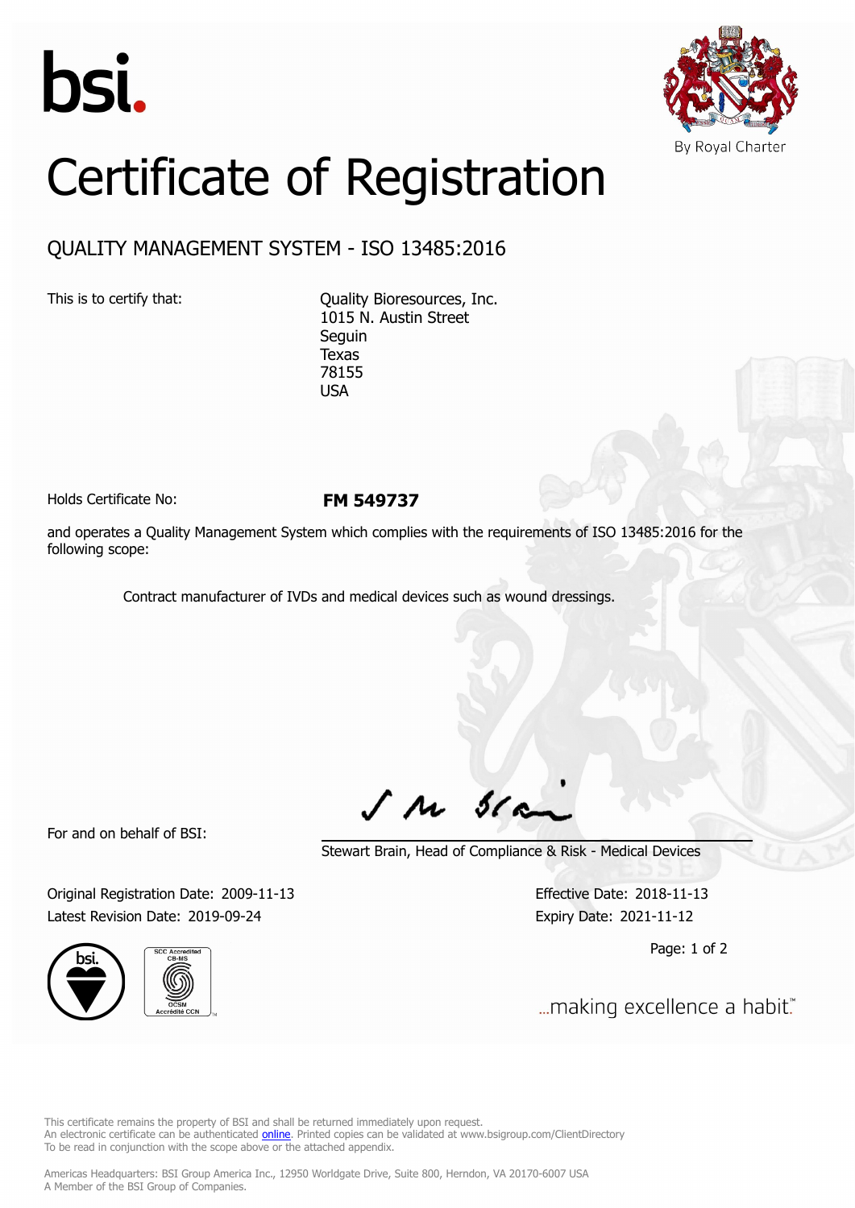bsi.

By Royal Charter

# Certificate of Registration

## QUALITY MANAGEMENT SYSTEM - ISO 13485:2016

This is to certify that:

Quality Bioresources, Inc.
1015 N. Austin Street
Seguin
Texas
78155
USA

Holds Certificate No: **FM 549737**

and operates a Quality Management System which complies with the requirements of ISO 13485:2016 for the following scope:

Contract manufacturer of IVDs and medical devices such as wound dressings.

For and on behalf of BSI:

Stewart Brain, Head of Compliance & Risk - Medical Devices

Original Registration Date: 2009-11-13
Latest Revision Date: 2019-09-24

Effective Date: 2018-11-13
Expiry Date: 2021-11-12

...making excellence a habit.™

This certificate remains the property of BSI and shall be returned immediately upon request.
An electronic certificate can be authenticated online. Printed copies can be validated at www.bsigroup.com/ClientDirectory
To be read in conjunction with the scope above or the attached appendix.

Americas Headquarters: BSI Group America Inc., 12950 Worldgate Drive, Suite 800, Herndon, VA 20170-6007 USA
A Member of the BSI Group of Companies.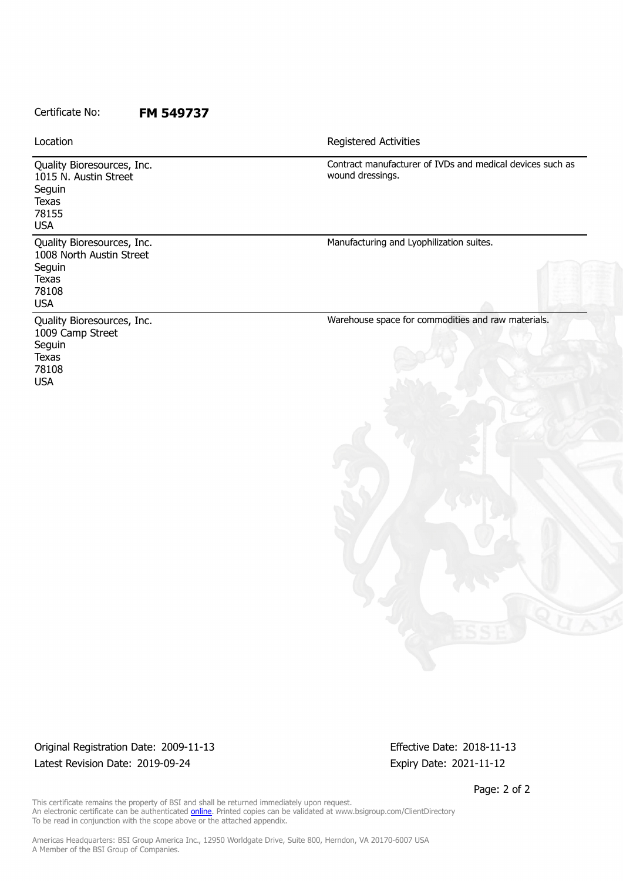Certificate No: **FM 549737**

| Location | Registered Activities |
| --- | --- |
| Quality Bioresources, Inc.<br>1015 N. Austin Street<br>Seguin<br>Texas<br>78155<br>USA | Contract manufacturer of IVDs and medical devices such as wound dressings. |
| Quality Bioresources, Inc.<br>1008 North Austin Street<br>Seguin<br>Texas<br>78108<br>USA | Manufacturing and Lyophilization suites. |
| Quality Bioresources, Inc.<br>1009 Camp Street<br>Seguin<br>Texas<br>78108<br>USA | Warehouse space for commodities and raw materials. |

Original Registration Date: 2009-11-13
Latest Revision Date: 2019-09-24

Effective Date: 2018-11-13
Expiry Date: 2021-11-12

This certificate remains the property of BSI and shall be returned immediately upon request.
An electronic certificate can be authenticated online. Printed copies can be validated at www.bsigroup.com/ClientDirectory
To be read in conjunction with the scope above or the attached appendix.

Americas Headquarters: BSI Group America Inc., 12950 Worldgate Drive, Suite 800, Herndon, VA 20170-6007 USA
A Member of the BSI Group of Companies.